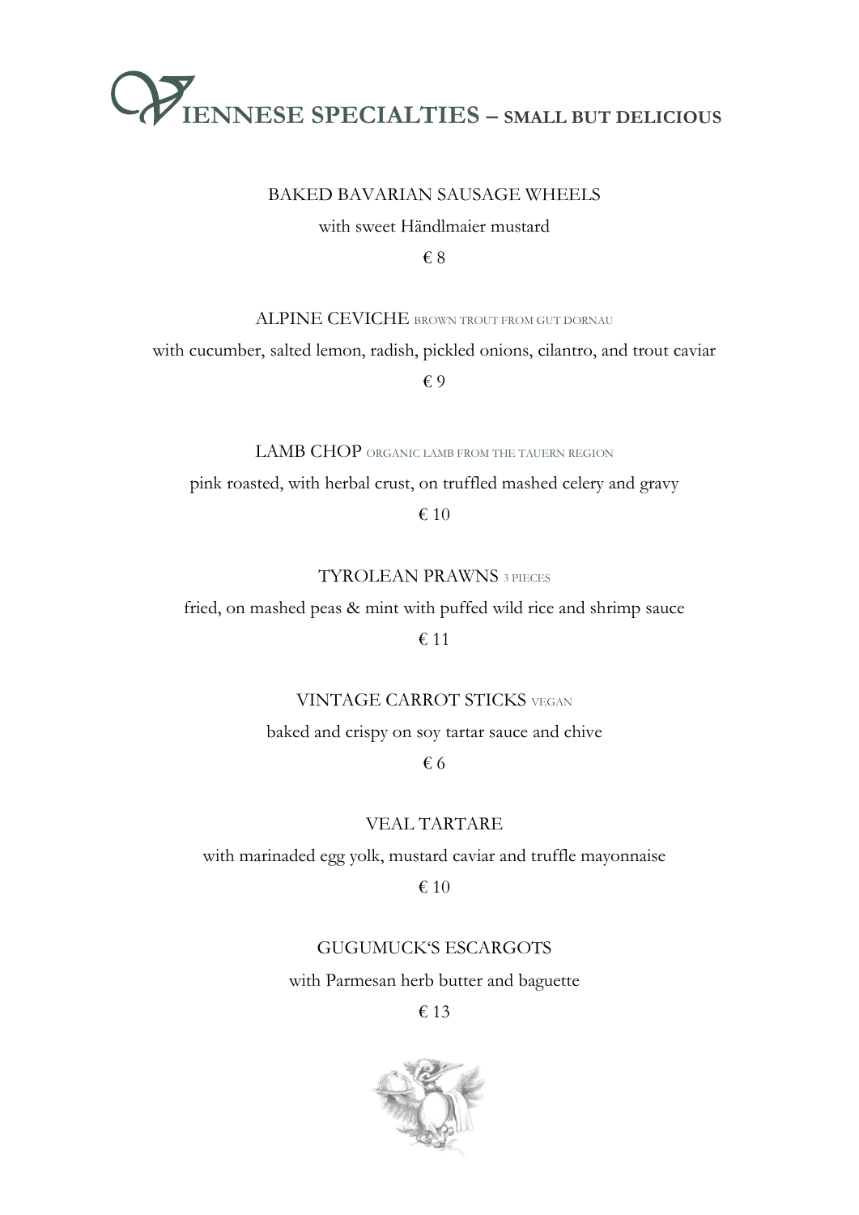# VIENNESE SPECIALTIES – SMALL BUT DELICIOUS

BAKED BAVARIAN SAUSAGE WHEELS

with sweet Händlmaier mustard

€ 8

ALPINE CEVICHE BROWN TROUT FROM GUT DORNAU

with cucumber, salted lemon, radish, pickled onions, cilantro, and trout caviar

€ 9

LAMB CHOP ORGANIC LAMB FROM THE TAUERN REGION

pink roasted, with herbal crust, on truffled mashed celery and gravy

€ 10

TYROLEAN PRAWNS 3 PIECES

fried, on mashed peas & mint with puffed wild rice and shrimp sauce

€ 11

VINTAGE CARROT STICKS VEGAN

baked and crispy on soy tartar sauce and chive

€ 6

VEAL TARTARE

with marinaded egg yolk, mustard caviar and truffle mayonnaise

€ 10

GUGUMUCK'S ESCARGOTS

with Parmesan herb butter and baguette

€ 13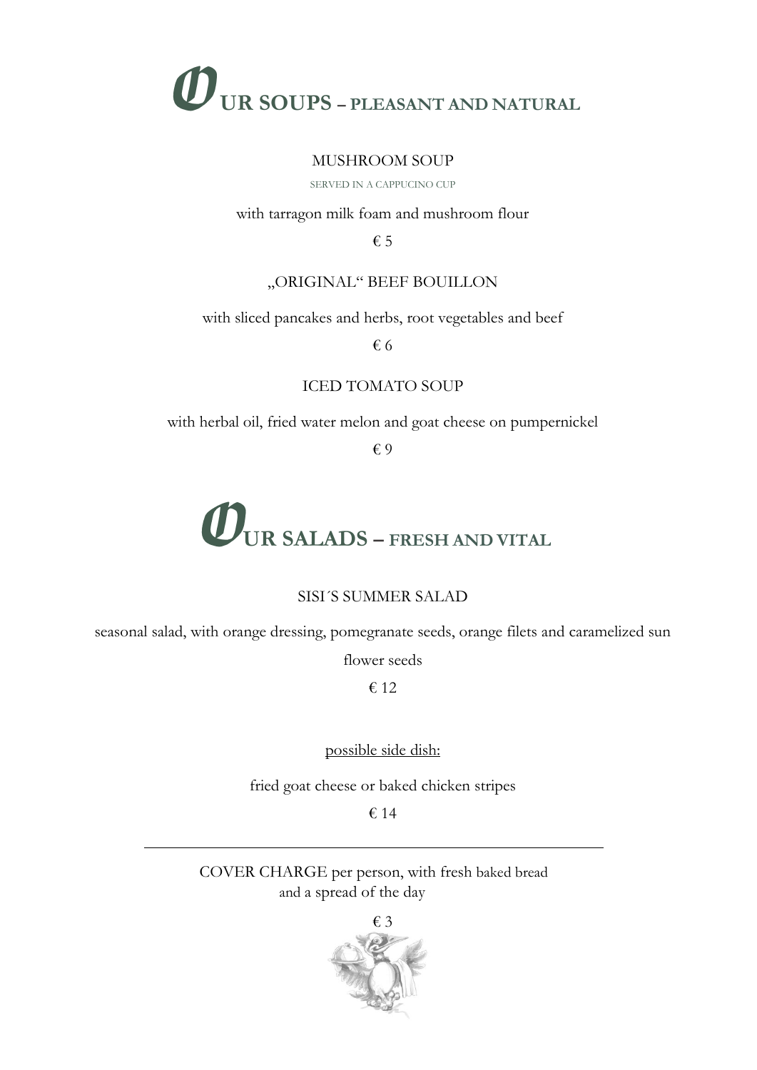# OUR SOUPS – PLEASANT AND NATURAL

MUSHROOM SOUP

SERVED IN A CAPPUCINO CUP

with tarragon milk foam and mushroom flour

€ 5

„ORIGINAL" BEEF BOUILLON

with sliced pancakes and herbs, root vegetables and beef

€ 6

ICED TOMATO SOUP

with herbal oil, fried water melon and goat cheese on pumpernickel

€ 9

# OUR SALADS – FRESH AND VITAL

SISI´S SUMMER SALAD

seasonal salad, with orange dressing, pomegranate seeds, orange filets and caramelized sun flower seeds

€ 12

possible side dish:

fried goat cheese or baked chicken stripes

€ 14

---

COVER CHARGE per person, with fresh baked bread and a spread of the day

€ 3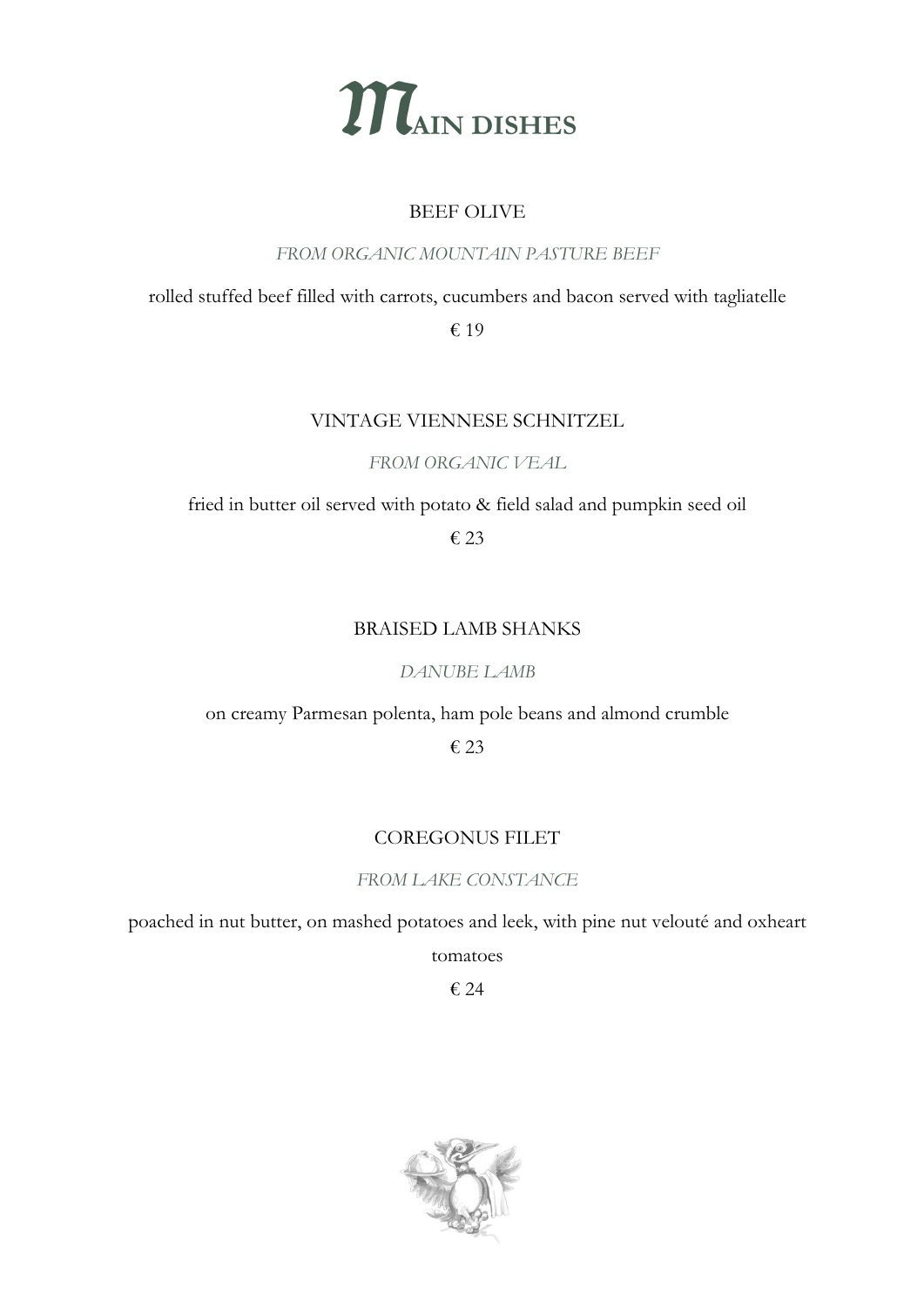# MAIN DISHES

### BEEF OLIVE

*FROM ORGANIC MOUNTAIN PASTURE BEEF*

rolled stuffed beef filled with carrots, cucumbers and bacon served with tagliatelle

€ 19

### VINTAGE VIENNESE SCHNITZEL

*FROM ORGANIC VEAL*

fried in butter oil served with potato & field salad and pumpkin seed oil

€ 23

### BRAISED LAMB SHANKS

*DANUBE LAMB*

on creamy Parmesan polenta, ham pole beans and almond crumble

€ 23

### COREGONUS FILET

*FROM LAKE CONSTANCE*

poached in nut butter, on mashed potatoes and leek, with pine nut velouté and oxheart tomatoes

€ 24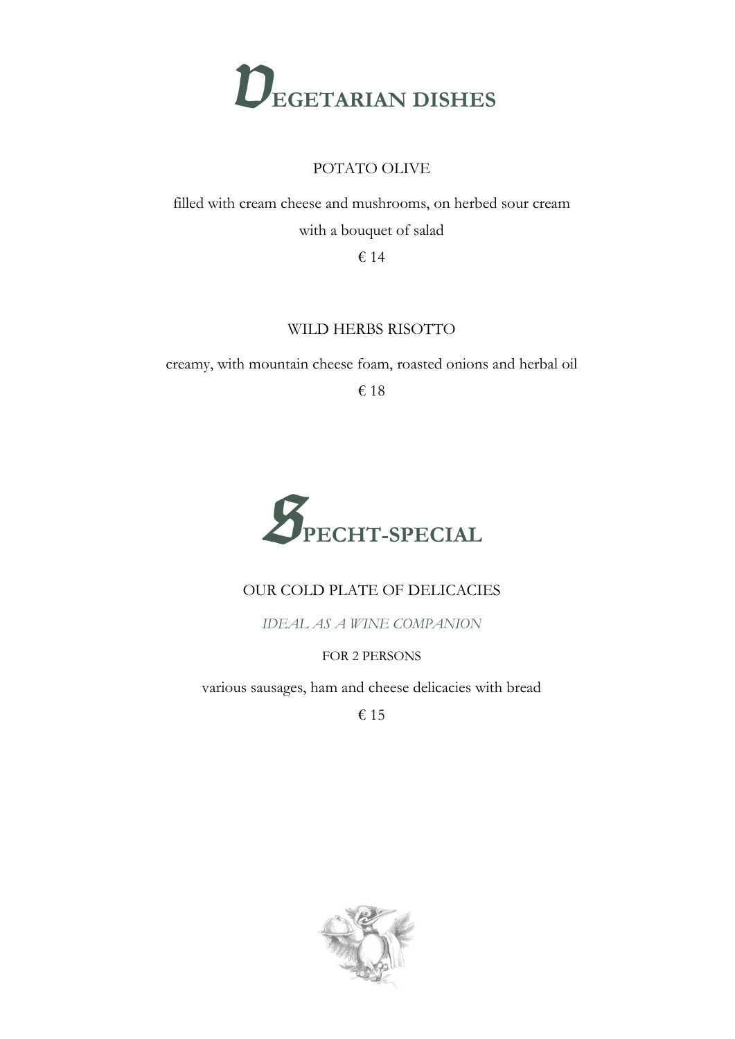# VEGETARIAN DISHES

POTATO OLIVE

filled with cream cheese and mushrooms, on herbed sour cream

with a bouquet of salad

€ 14

WILD HERBS RISOTTO

creamy, with mountain cheese foam, roasted onions and herbal oil

€ 18

# SPECHT-SPECIAL

OUR COLD PLATE OF DELICACIES

*IDEAL AS A WINE COMPANION*

FOR 2 PERSONS

various sausages, ham and cheese delicacies with bread

€ 15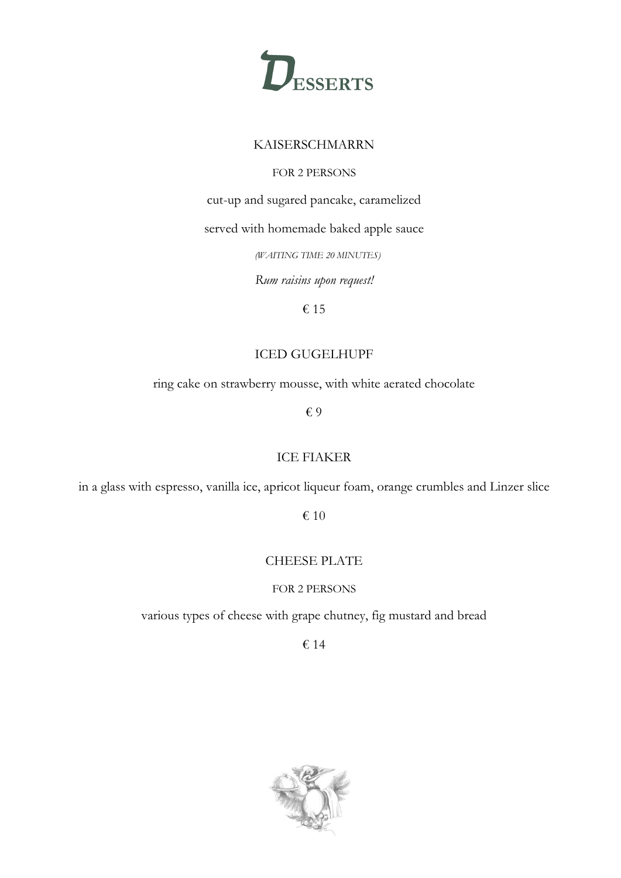# DESSERTS

## KAISERSCHMARRN

FOR 2 PERSONS

cut-up and sugared pancake, caramelized

served with homemade baked apple sauce

*(WAITING TIME 20 MINUTES)*

*Rum raisins upon request!*

€ 15

## ICED GUGELHUPF

ring cake on strawberry mousse, with white aerated chocolate

€ 9

## ICE FIAKER

in a glass with espresso, vanilla ice, apricot liqueur foam, orange crumbles and Linzer slice

€ 10

## CHEESE PLATE

FOR 2 PERSONS

various types of cheese with grape chutney, fig mustard and bread

€ 14